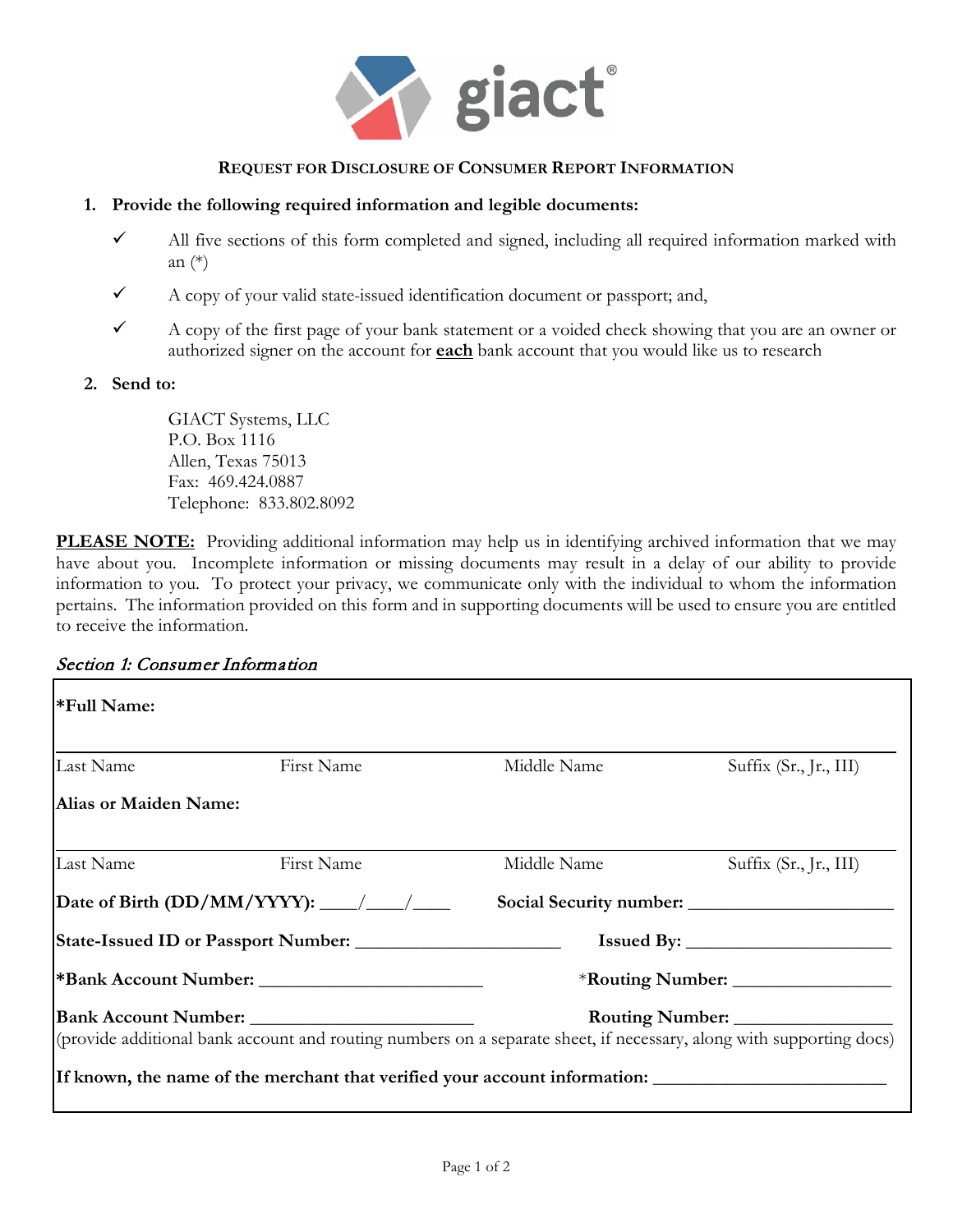**Request for Disclosure of Consumer Report Information**

1. **Provide the following required information and legible documents:**
   - ✓ All five sections of this form completed and signed, including all required information marked with an (*)
   - ✓ A copy of your valid state-issued identification document or passport; and,
   - ✓ A copy of the first page of your bank statement or a voided check showing that you are an owner or authorized signer on the account for **each** bank account that you would like us to research

2. **Send to:**

   GIACT Systems, LLC
   P.O. Box 1116
   Allen, Texas 75013
   Fax: 469.424.0887
   Telephone: 833.802.8092

**PLEASE NOTE:** Providing additional information may help us in identifying archived information that we may have about you. Incomplete information or missing documents may result in a delay of our ability to provide information to you. To protect your privacy, we communicate only with the individual to whom the information pertains. The information provided on this form and in supporting documents will be used to ensure you are entitled to receive the information.

*Section 1: Consumer Information*

**\*Full Name:**

| Last Name | First Name | Middle Name | Suffix (Sr., Jr., III) |
|---|---|---|---|
| | | | |

**Alias or Maiden Name:**

| Last Name | First Name | Middle Name | Suffix (Sr., Jr., III) |
|---|---|---|---|
| | | | |

**Date of Birth (DD/MM/YYYY):** \_\_\_\_/\_\_\_\_/\_\_\_\_ **Social Security number:** \_\_\_\_\_\_\_\_\_\_\_\_\_\_\_\_\_\_\_\_\_\_

**State-Issued ID or Passport Number:** \_\_\_\_\_\_\_\_\_\_\_\_\_\_\_\_\_\_\_\_\_\_ **Issued By:** \_\_\_\_\_\_\_\_\_\_\_\_\_\_\_\_\_\_\_\_\_\_

**\*Bank Account Number:** \_\_\_\_\_\_\_\_\_\_\_\_\_\_\_\_\_\_\_\_\_\_\_\_ \***Routing Number:** \_\_\_\_\_\_\_\_\_\_\_\_\_\_\_\_\_\_

**Bank Account Number:** \_\_\_\_\_\_\_\_\_\_\_\_\_\_\_\_\_\_\_\_\_\_\_\_ **Routing Number:** \_\_\_\_\_\_\_\_\_\_\_\_\_\_\_\_\_\_
(provide additional bank account and routing numbers on a separate sheet, if necessary, along with supporting docs)

**If known, the name of the merchant that verified your account information:** \_\_\_\_\_\_\_\_\_\_\_\_\_\_\_\_\_\_\_\_\_\_\_\_\_\_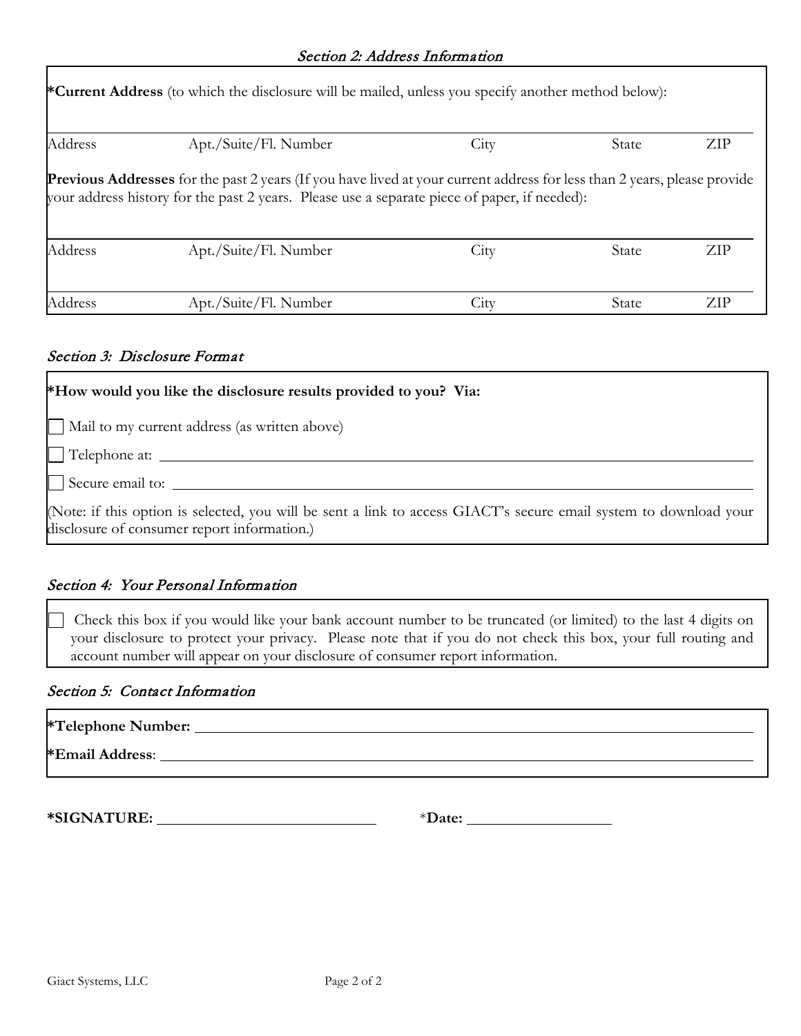## *Section 2: Address Information*

**\*Current Address** (to which the disclosure will be mailed, unless you specify another method below):

| Address | Apt./Suite/Fl. Number | City | State | ZIP |
|---|---|---|---|---|

**Previous Addresses** for the past 2 years (If you have lived at your current address for less than 2 years, please provide your address history for the past 2 years. Please use a separate piece of paper, if needed):

| Address | Apt./Suite/Fl. Number | City | State | ZIP |
|---|---|---|---|---|
| Address | Apt./Suite/Fl. Number | City | State | ZIP |

## *Section 3: Disclosure Format*

**\*How would you like the disclosure results provided to you? Via:**

- ☐ Mail to my current address (as written above)
- ☐ Telephone at: ______________________________
- ☐ Secure email to: ______________________________

(Note: if this option is selected, you will be sent a link to access GIACT's secure email system to download your disclosure of consumer report information.)

## *Section 4: Your Personal Information*

☐ Check this box if you would like your bank account number to be truncated (or limited) to the last 4 digits on your disclosure to protect your privacy. Please note that if you do not check this box, your full routing and account number will appear on your disclosure of consumer report information.

## *Section 5: Contact Information*

**\*Telephone Number:** ______________________________

**\*Email Address**: ______________________________

**\*SIGNATURE:** ______________________________ \***Date:** ____________________

Giact Systems, LLC